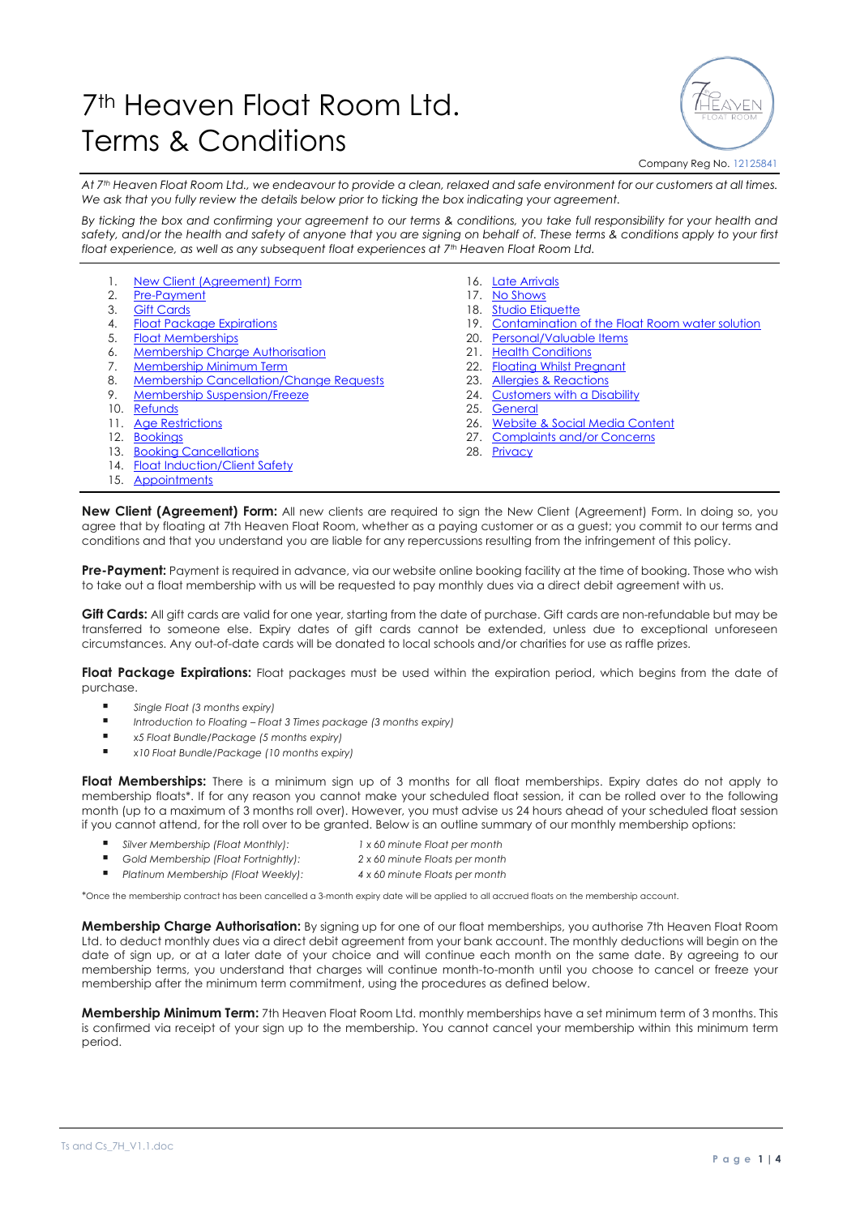# 7th Heaven Float Room Ltd.
# Terms & Conditions

Company Reg No. 12125841

*At 7th Heaven Float Room Ltd., we endeavour to provide a clean, relaxed and safe environment for our customers at all times. We ask that you fully review the details below prior to ticking the box indicating your agreement.*

*By ticking the box and confirming your agreement to our terms & conditions, you take full responsibility for your health and safety, and/or the health and safety of anyone that you are signing on behalf of. These terms & conditions apply to your first float experience, as well as any subsequent float experiences at 7th Heaven Float Room Ltd.*

1. New Client (Agreement) Form
2. Pre-Payment
3. Gift Cards
4. Float Package Expirations
5. Float Memberships
6. Membership Charge Authorisation
7. Membership Minimum Term
8. Membership Cancellation/Change Requests
9. Membership Suspension/Freeze
10. Refunds
11. Age Restrictions
12. Bookings
13. Booking Cancellations
14. Float Induction/Client Safety
15. Appointments
16. Late Arrivals
17. No Shows
18. Studio Etiquette
19. Contamination of the Float Room water solution
20. Personal/Valuable Items
21. Health Conditions
22. Floating Whilst Pregnant
23. Allergies & Reactions
24. Customers with a Disability
25. General
26. Website & Social Media Content
27. Complaints and/or Concerns
28. Privacy

**New Client (Agreement) Form:** All new clients are required to sign the New Client (Agreement) Form. In doing so, you agree that by floating at 7th Heaven Float Room, whether as a paying customer or as a guest; you commit to our terms and conditions and that you understand you are liable for any repercussions resulting from the infringement of this policy.

**Pre-Payment:** Payment is required in advance, via our website online booking facility at the time of booking. Those who wish to take out a float membership with us will be requested to pay monthly dues via a direct debit agreement with us.

**Gift Cards:** All gift cards are valid for one year, starting from the date of purchase. Gift cards are non-refundable but may be transferred to someone else. Expiry dates of gift cards cannot be extended, unless due to exceptional unforeseen circumstances. Any out-of-date cards will be donated to local schools and/or charities for use as raffle prizes.

**Float Package Expirations:** Float packages must be used within the expiration period, which begins from the date of purchase.

- *Single Float (3 months expiry)*
- *Introduction to Floating – Float 3 Times package (3 months expiry)*
- *x5 Float Bundle/Package (5 months expiry)*
- *x10 Float Bundle/Package (10 months expiry)*

**Float Memberships:** There is a minimum sign up of 3 months for all float memberships. Expiry dates do not apply to membership floats*. If for any reason you cannot make your scheduled float session, it can be rolled over to the following month (up to a maximum of 3 months roll over). However, you must advise us 24 hours ahead of your scheduled float session if you cannot attend, for the roll over to be granted. Below is an outline summary of our monthly membership options:

- *Silver Membership (Float Monthly):* *1 x 60 minute Float per month*
- *Gold Membership (Float Fortnightly):* *2 x 60 minute Floats per month*
- *Platinum Membership (Float Weekly):* *4 x 60 minute Floats per month*

*Once the membership contract has been cancelled a 3-month expiry date will be applied to all accrued floats on the membership account.

**Membership Charge Authorisation:** By signing up for one of our float memberships, you authorise 7th Heaven Float Room Ltd. to deduct monthly dues via a direct debit agreement from your bank account. The monthly deductions will begin on the date of sign up, or at a later date of your choice and will continue each month on the same date. By agreeing to our membership terms, you understand that charges will continue month-to-month until you choose to cancel or freeze your membership after the minimum term commitment, using the procedures as defined below.

**Membership Minimum Term:** 7th Heaven Float Room Ltd. monthly memberships have a set minimum term of 3 months. This is confirmed via receipt of your sign up to the membership. You cannot cancel your membership within this minimum term period.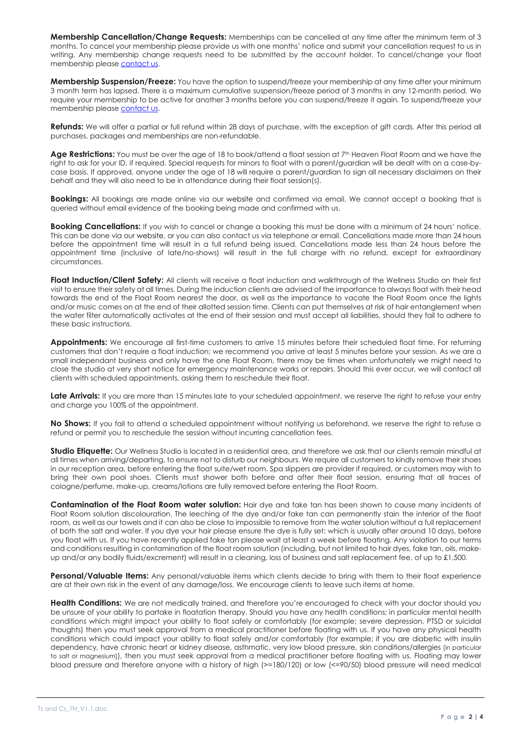**Membership Cancellation/Change Requests:** Memberships can be cancelled at any time after the minimum term of 3 months. To cancel your membership please provide us with one months' notice and submit your cancellation request to us in writing. Any membership change requests need to be submitted by the account holder. To cancel/change your float membership please contact us.

**Membership Suspension/Freeze:** You have the option to suspend/freeze your membership at any time after your minimum 3 month term has lapsed. There is a maximum cumulative suspension/freeze period of 3 months in any 12-month period. We require your membership to be active for another 3 months before you can suspend/freeze it again. To suspend/freeze your membership please contact us.

**Refunds:** We will offer a partial or full refund within 28 days of purchase, with the exception of gift cards. After this period all purchases, packages and memberships are non-refundable.

**Age Restrictions:** You must be over the age of 18 to book/attend a float session at 7th Heaven Float Room and we have the right to ask for your ID, if required. Special requests for minors to float with a parent/guardian will be dealt with on a case-by-case basis. If approved, anyone under the age of 18 will require a parent/guardian to sign all necessary disclaimers on their behalf and they will also need to be in attendance during their float session(s).

**Bookings:** All bookings are made online via our website and confirmed via email. We cannot accept a booking that is queried without email evidence of the booking being made and confirmed with us.

**Booking Cancellations:** If you wish to cancel or change a booking this must be done with a minimum of 24 hours' notice. This can be done via our website, or you can also contact us via telephone or email. Cancellations made more than 24 hours before the appointment time will result in a full refund being issued. Cancellations made less than 24 hours before the appointment time (inclusive of late/no-shows) will result in the full charge with no refund, except for extraordinary circumstances.

**Float Induction/Client Safety:** All clients will receive a float induction and walkthrough of the Wellness Studio on their first visit to ensure their safety at all times. During the induction clients are advised of the importance to always float with their head towards the end of the Float Room nearest the door, as well as the importance to vacate the Float Room once the lights and/or music comes on at the end of their allotted session time. Clients can put themselves at risk of hair entanglement when the water filter automatically activates at the end of their session and must accept all liabilities, should they fail to adhere to these basic instructions.

**Appointments:** We encourage all first-time customers to arrive 15 minutes before their scheduled float time. For returning customers that don't require a float induction; we recommend you arrive at least 5 minutes before your session. As we are a small independant business and only have the one Float Room, there may be times when unfortunately we might need to close the studio at very short notice for emergency maintenance works or repairs. Should this ever occur, we will contact all clients with scheduled appointments, asking them to reschedule their float.

**Late Arrivals:** If you are more than 15 minutes late to your scheduled appointment, we reserve the right to refuse your entry and charge you 100% of the appointment.

**No Shows:** If you fail to attend a scheduled appointment without notifying us beforehand, we reserve the right to refuse a refund or permit you to reschedule the session without incurring cancellation fees.

**Studio Etiquette:** Our Wellness Studio is located in a residential area, and therefore we ask that our clients remain mindful at all times when arriving/departing, to ensure not to disturb our neighbours. We require all customers to kindly remove their shoes in our reception area, before entering the float suite/wet room. Spa slippers are provider if required, or customers may wish to bring their own pool shoes. Clients must shower both before and after their float session, ensuring that all traces of cologne/perfume, make-up, creams/lotions are fully removed before entering the Float Room.

**Contamination of the Float Room water solution:** Hair dye and fake tan has been shown to cause many incidents of Float Room solution discolouration. The leeching of the dye and/or fake tan can permanently stain the interior of the float room, as well as our towels and it can also be close to impossible to remove from the water solution without a full replacement of both the salt and water. If you dye your hair please ensure the dye is fully set; which is usually after around 10 days, before you float with us. If you have recently applied fake tan please wait at least a week before floating. Any violation to our terms and conditions resulting in contamination of the float room solution (including, but not limited to hair dyes, fake tan, oils, make-up and/or any bodily fluids/excrement) will result in a cleaning, loss of business and salt replacement fee, of up to £1,500.

**Personal/Valuable Items:** Any personal/valuable items which clients decide to bring with them to their float experience are at their own risk in the event of any damage/loss. We encourage clients to leave such items at home.

**Health Conditions:** We are not medically trained, and therefore you're encouraged to check with your doctor should you be unsure of your ability to partake in floatation therapy. Should you have any health conditions; in particular mental health conditions which might impact your ability to float safely or comfortably (for example; severe depression, PTSD or suicidal thoughts) then you must seek approval from a medical practitioner before floating with us. If you have any physical health conditions which could impact your ability to float safely and/or comfortably (for example; if you are diabetic with insulin dependency, have chronic heart or kidney disease, asthmatic, very low blood pressure, skin conditions/allergies [in particular to salt or magnesium]), then you must seek approval from a medical practitioner before floating with us. Floating may lower blood pressure and therefore anyone with a history of high (>=180/120) or low (<=90/50) blood pressure will need medical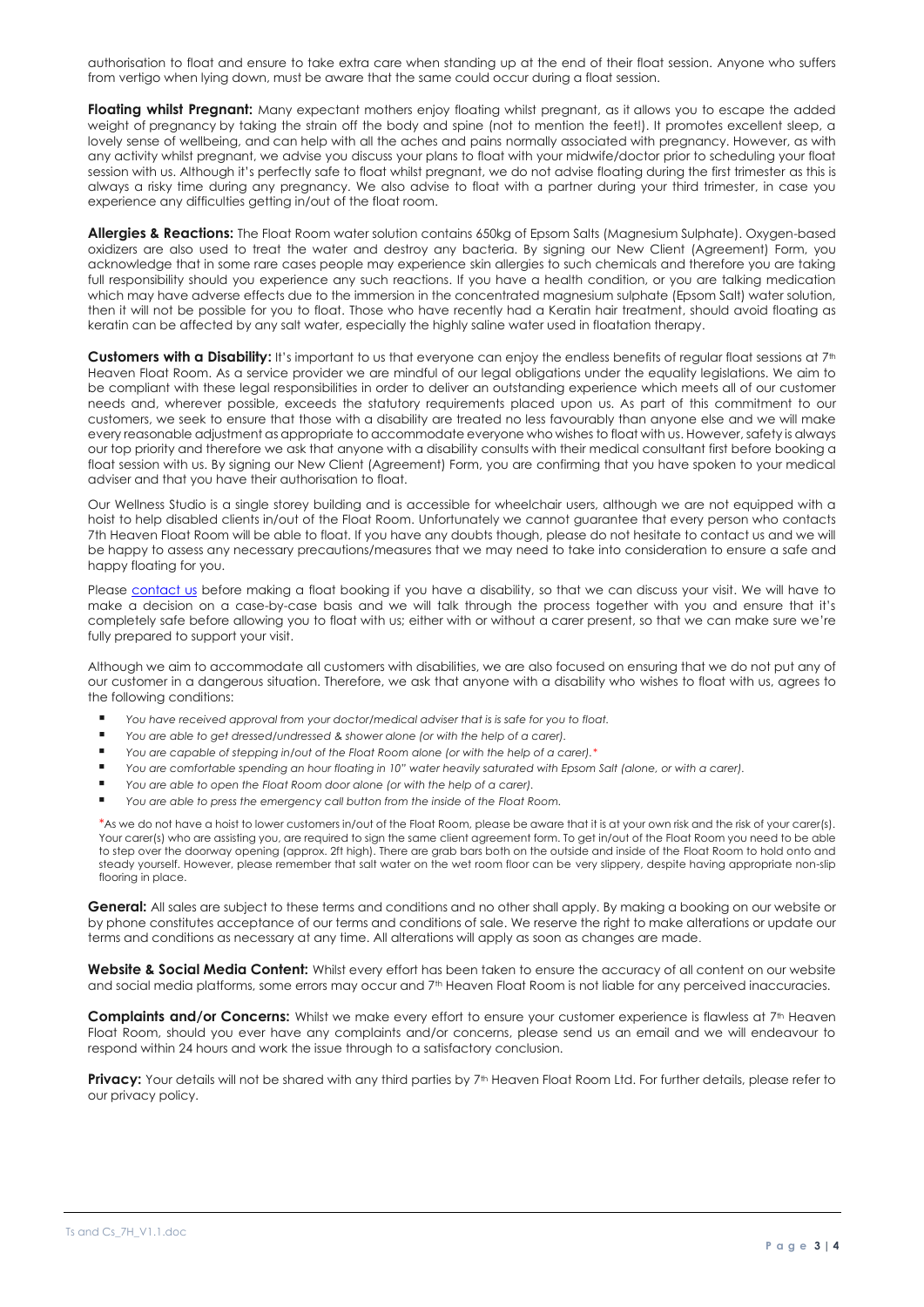authorisation to float and ensure to take extra care when standing up at the end of their float session. Anyone who suffers from vertigo when lying down, must be aware that the same could occur during a float session.

**Floating whilst Pregnant:** Many expectant mothers enjoy floating whilst pregnant, as it allows you to escape the added weight of pregnancy by taking the strain off the body and spine (not to mention the feet!). It promotes excellent sleep, a lovely sense of wellbeing, and can help with all the aches and pains normally associated with pregnancy. However, as with any activity whilst pregnant, we advise you discuss your plans to float with your midwife/doctor prior to scheduling your float session with us. Although it's perfectly safe to float whilst pregnant, we do not advise floating during the first trimester as this is always a risky time during any pregnancy. We also advise to float with a partner during your third trimester, in case you experience any difficulties getting in/out of the float room.

**Allergies & Reactions:** The Float Room water solution contains 650kg of Epsom Salts (Magnesium Sulphate). Oxygen-based oxidizers are also used to treat the water and destroy any bacteria. By signing our New Client (Agreement) Form, you acknowledge that in some rare cases people may experience skin allergies to such chemicals and therefore you are taking full responsibility should you experience any such reactions. If you have a health condition, or you are talking medication which may have adverse effects due to the immersion in the concentrated magnesium sulphate (Epsom Salt) water solution, then it will not be possible for you to float. Those who have recently had a Keratin hair treatment, should avoid floating as keratin can be affected by any salt water, especially the highly saline water used in floatation therapy.

**Customers with a Disability:** It's important to us that everyone can enjoy the endless benefits of regular float sessions at 7th Heaven Float Room. As a service provider we are mindful of our legal obligations under the equality legislations. We aim to be compliant with these legal responsibilities in order to deliver an outstanding experience which meets all of our customer needs and, wherever possible, exceeds the statutory requirements placed upon us. As part of this commitment to our customers, we seek to ensure that those with a disability are treated no less favourably than anyone else and we will make every reasonable adjustment as appropriate to accommodate everyone who wishes to float with us. However, safety is always our top priority and therefore we ask that anyone with a disability consults with their medical consultant first before booking a float session with us. By signing our New Client (Agreement) Form, you are confirming that you have spoken to your medical adviser and that you have their authorisation to float.

Our Wellness Studio is a single storey building and is accessible for wheelchair users, although we are not equipped with a hoist to help disabled clients in/out of the Float Room. Unfortunately we cannot guarantee that every person who contacts 7th Heaven Float Room will be able to float. If you have any doubts though, please do not hesitate to contact us and we will be happy to assess any necessary precautions/measures that we may need to take into consideration to ensure a safe and happy floating for you.

Please contact us before making a float booking if you have a disability, so that we can discuss your visit. We will have to make a decision on a case-by-case basis and we will talk through the process together with you and ensure that it's completely safe before allowing you to float with us; either with or without a carer present, so that we can make sure we're fully prepared to support your visit.

Although we aim to accommodate all customers with disabilities, we are also focused on ensuring that we do not put any of our customer in a dangerous situation. Therefore, we ask that anyone with a disability who wishes to float with us, agrees to the following conditions:

- *You have received approval from your doctor/medical adviser that is is safe for you to float.*
- *You are able to get dressed/undressed & shower alone (or with the help of a carer).*
- *You are capable of stepping in/out of the Float Room alone (or with the help of a carer).\**
- *You are comfortable spending an hour floating in 10" water heavily saturated with Epsom Salt (alone, or with a carer).*
- *You are able to open the Float Room door alone (or with the help of a carer).*
- *You are able to press the emergency call button from the inside of the Float Room.*

\*As we do not have a hoist to lower customers in/out of the Float Room, please be aware that it is at your own risk and the risk of your carer(s). Your carer(s) who are assisting you, are required to sign the same client agreement form. To get in/out of the Float Room you need to be able to step over the doorway opening (approx. 2ft high). There are grab bars both on the outside and inside of the Float Room to hold onto and steady yourself. However, please remember that salt water on the wet room floor can be very slippery, despite having appropriate non-slip flooring in place.

**General:** All sales are subject to these terms and conditions and no other shall apply. By making a booking on our website or by phone constitutes acceptance of our terms and conditions of sale. We reserve the right to make alterations or update our terms and conditions as necessary at any time. All alterations will apply as soon as changes are made.

**Website & Social Media Content:** Whilst every effort has been taken to ensure the accuracy of all content on our website and social media platforms, some errors may occur and 7th Heaven Float Room is not liable for any perceived inaccuracies.

**Complaints and/or Concerns:** Whilst we make every effort to ensure your customer experience is flawless at 7th Heaven Float Room, should you ever have any complaints and/or concerns, please send us an email and we will endeavour to respond within 24 hours and work the issue through to a satisfactory conclusion.

**Privacy:** Your details will not be shared with any third parties by 7th Heaven Float Room Ltd. For further details, please refer to our privacy policy.